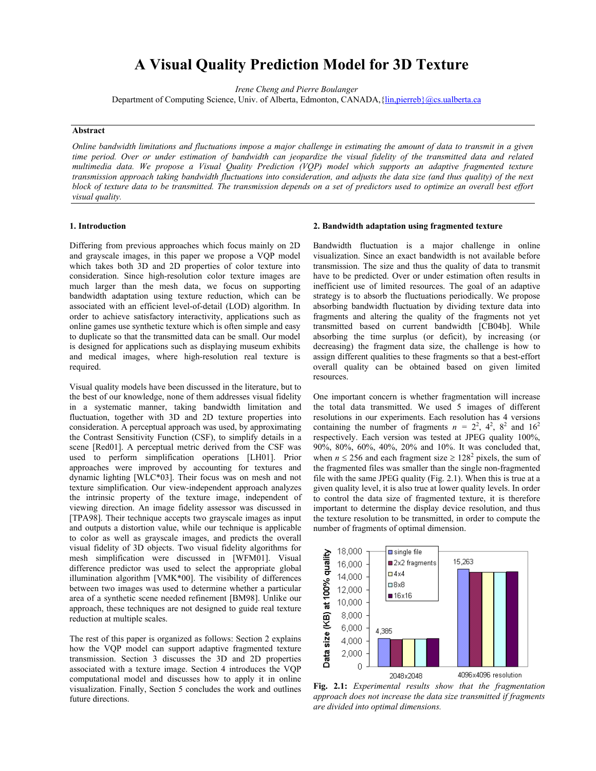# A Visual Quality Prediction Model for 3D Texture

*Irene Cheng and Pierre Boulanger*

Department of Computing Science, Univ. of Alberta, Edmonton, CANADA,{lin,pierreb}@cs.ualberta.ca

## Abstract

*Online bandwidth limitations and fluctuations impose a major challenge in estimating the amount of data to transmit in a given time period. Over or under estimation of bandwidth can jeopardize the visual fidelity of the transmitted data and related multimedia data. We propose a Visual Quality Prediction (VQP) model which supports an adaptive fragmented texture transmission approach taking bandwidth fluctuations into consideration, and adjusts the data size (and thus quality) of the next block of texture data to be transmitted. The transmission depends on a set of predictors used to optimize an overall best effort visual quality.*

## 1. Introduction

Differing from previous approaches which focus mainly on 2D and grayscale images, in this paper we propose a VQP model which takes both 3D and 2D properties of color texture into consideration. Since high-resolution color texture images are much larger than the mesh data, we focus on supporting bandwidth adaptation using texture reduction, which can be associated with an efficient level-of-detail (LOD) algorithm. In order to achieve satisfactory interactivity, applications such as online games use synthetic texture which is often simple and easy to duplicate so that the transmitted data can be small. Our model is designed for applications such as displaying museum exhibits and medical images, where high-resolution real texture is required.

Visual quality models have been discussed in the literature, but to the best of our knowledge, none of them addresses visual fidelity in a systematic manner, taking bandwidth limitation and fluctuation, together with 3D and 2D texture properties into consideration. A perceptual approach was used, by approximating the Contrast Sensitivity Function (CSF), to simplify details in a scene [Red01]. A perceptual metric derived from the CSF was used to perform simplification operations [LH01]. Prior approaches were improved by accounting for textures and dynamic lighting [WLC*03]. Their focus was on mesh and not texture simplification. Our view-independent approach analyzes the intrinsic property of the texture image, independent of viewing direction. An image fidelity assessor was discussed in [TPA98]. Their technique accepts two grayscale images as input and outputs a distortion value, while our technique is applicable to color as well as grayscale images, and predicts the overall visual fidelity of 3D objects. Two visual fidelity algorithms for mesh simplification were discussed in [WFM01]. Visual difference predictor was used to select the appropriate global illumination algorithm [VMK*00]. The visibility of differences between two images was used to determine whether a particular area of a synthetic scene needed refinement [BM98]. Unlike our approach, these techniques are not designed to guide real texture reduction at multiple scales.

The rest of this paper is organized as follows: Section 2 explains how the VQP model can support adaptive fragmented texture transmission. Section 3 discusses the 3D and 2D properties associated with a texture image. Section 4 introduces the VQP computational model and discusses how to apply it in online visualization. Finally, Section 5 concludes the work and outlines future directions.

## 2. Bandwidth adaptation using fragmented texture

Bandwidth fluctuation is a major challenge in online visualization. Since an exact bandwidth is not available before transmission. The size and thus the quality of data to transmit have to be predicted. Over or under estimation often results in inefficient use of limited resources. The goal of an adaptive strategy is to absorb the fluctuations periodically. We propose absorbing bandwidth fluctuation by dividing texture data into fragments and altering the quality of the fragments not yet transmitted based on current bandwidth [CB04b]. While absorbing the time surplus (or deficit), by increasing (or decreasing) the fragment data size, the challenge is how to assign different qualities to these fragments so that a best-effort overall quality can be obtained based on given limited resources.

One important concern is whether fragmentation will increase the total data transmitted. We used 5 images of different resolutions in our experiments. Each resolution has 4 versions containing the number of fragments $n = 2^2$, $4^2$, $8^2$ and $16^2$ respectively. Each version was tested at JPEG quality 100%, 90%, 80%, 60%, 40%, 20% and 10%. It was concluded that, when $n \leq 256$ and each fragment size $\geq 128^2$ pixels, the sum of the fragmented files was smaller than the single non-fragmented file with the same JPEG quality (Fig. 2.1). When this is true at a given quality level, it is also true at lower quality levels. In order to control the data size of fragmented texture, it is therefore important to determine the display device resolution, and thus the texture resolution to be transmitted, in order to compute the number of fragments of optimal dimension.

**Fig. 2.1:** *Experimental results show that the fragmentation approach does not increase the data size transmitted if fragments are divided into optimal dimensions.*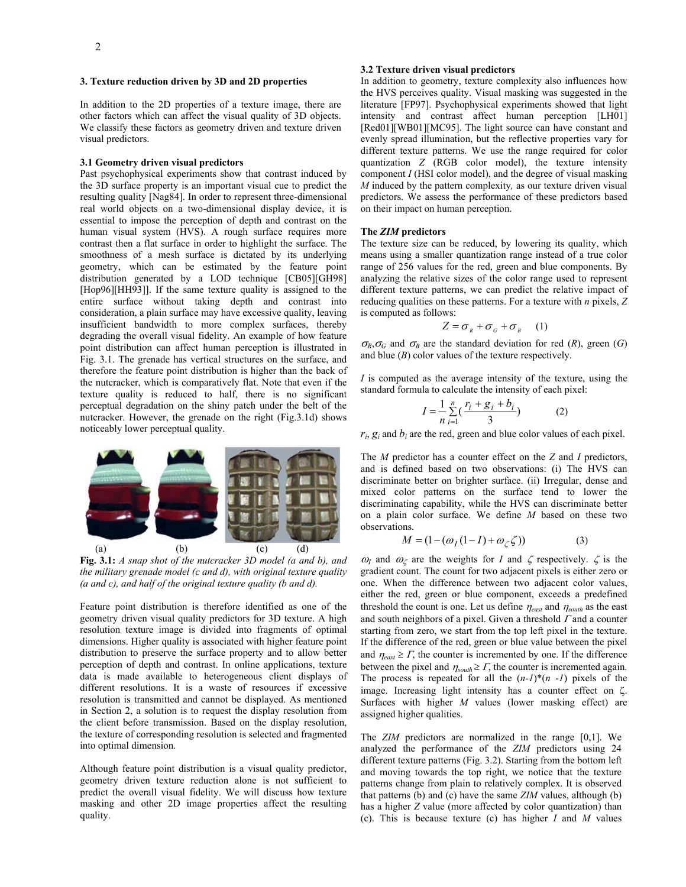## 3. Texture reduction driven by 3D and 2D properties

In addition to the 2D properties of a texture image, there are other factors which can affect the visual quality of 3D objects. We classify these factors as geometry driven and texture driven visual predictors.

### 3.1 Geometry driven visual predictors

Past psychophysical experiments show that contrast induced by the 3D surface property is an important visual cue to predict the resulting quality [Nag84]. In order to represent three-dimensional real world objects on a two-dimensional display device, it is essential to impose the perception of depth and contrast on the human visual system (HVS). A rough surface requires more contrast then a flat surface in order to highlight the surface. The smoothness of a mesh surface is dictated by its underlying geometry, which can be estimated by the feature point distribution generated by a LOD technique [CB05][GH98][Hop96][HH93]]. If the same texture quality is assigned to the entire surface without taking depth and contrast into consideration, a plain surface may have excessive quality, leaving insufficient bandwidth to more complex surfaces, thereby degrading the overall visual fidelity. An example of how feature point distribution can affect human perception is illustrated in Fig. 3.1. The grenade has vertical structures on the surface, and therefore the feature point distribution is higher than the back of the nutcracker, which is comparatively flat. Note that even if the texture quality is reduced to half, there is no significant perceptual degradation on the shiny patch under the belt of the nutcracker. However, the grenade on the right (Fig.3.1d) shows noticeably lower perceptual quality.

(a) (b) (c) (d)

**Fig. 3.1:** *A snap shot of the nutcracker 3D model (a and b), and the military grenade model (c and d), with original texture quality (a and c), and half of the original texture quality (b and d).*

Feature point distribution is therefore identified as one of the geometry driven visual quality predictors for 3D texture. A high resolution texture image is divided into fragments of optimal dimensions. Higher quality is associated with higher feature point distribution to preserve the surface property and to allow better perception of depth and contrast. In online applications, texture data is made available to heterogeneous client displays of different resolutions. It is a waste of resources if excessive resolution is transmitted and cannot be displayed. As mentioned in Section 2, a solution is to request the display resolution from the client before transmission. Based on the display resolution, the texture of corresponding resolution alone is selected and fragmented into optimal dimension.

Although feature point distribution is a visual quality predictor, geometry driven texture reduction alone is not sufficient to predict the overall visual fidelity. We will discuss how texture masking and other 2D image properties affect the resulting quality.

### 3.2 Texture driven visual predictors

In addition to geometry, texture complexity also influences how the HVS perceives quality. Visual masking was suggested in the literature [FP97]. Psychophysical experiments showed that light intensity and contrast affect human perception [LH01][Red01][WB01][MC95]. The light source can have constant and evenly spread illumination, but the reflective properties vary for different texture patterns. We use the range required for color quantization $Z$ (RGB color model), the texture intensity component $I$ (HSI color model), and the degree of visual masking $M$ induced by the pattern complexity, as our texture driven visual predictors. We assess the performance of these predictors based on their impact on human perception.

**The *ZIM* predictors**

The texture size can be reduced, by lowering its quality, which means using a smaller quantization range instead of a true color range of 256 values for the red, green and blue components. By analyzing the relative sizes of the color range used to represent different texture patterns, we can predict the relative impact of reducing qualities on these patterns. For a texture with $n$ pixels, $Z$ is computed as follows:

$$Z = \sigma_R + \sigma_G + \sigma_B \qquad (1)$$

$\sigma_R$, $\sigma_G$ and $\sigma_B$ are the standard deviation for red ($R$), green ($G$) and blue ($B$) color values of the texture respectively.

$I$ is computed as the average intensity of the texture, using the standard formula to calculate the intensity of each pixel:

$$I = \frac{1}{n}\sum_{i=1}^{n}\left(\frac{r_i + g_i + b_i}{3}\right) \qquad (2)$$

$r_i$, $g_i$ and $b_i$ are the red, green and blue color values of each pixel.

The $M$ predictor has a counter effect on the $Z$ and $I$ predictors, and is defined based on two observations: (i) The HVS can discriminate better on brighter surface. (ii) Irregular, dense and mixed color patterns on the surface tend to lower the discriminating capability, while the HVS can discriminate better on a plain color surface. We define $M$ based on these two observations.

$$M = (1 - (\omega_I(1 - I) + \omega_\zeta \zeta)) \qquad (3)$$

$\omega_I$ and $\omega_\zeta$ are the weights for $I$ and $\zeta$ respectively. $\zeta$ is the gradient count. The count for two adjacent pixels is either zero or one. When the difference between two adjacent color values, either the red, green or blue component, exceeds a predefined threshold the count is one. Let us define $\eta_{east}$ and $\eta_{south}$ as the east and south neighbors of a pixel. Given a threshold $\Gamma$ and a counter starting from zero, we start from the top left pixel in the texture. If the difference of the red, green or blue value between the pixel and $\eta_{east} \geq \Gamma$, the counter is incremented by one. If the difference between the pixel and $\eta_{south} \geq \Gamma$, the counter is incremented again. The process is repeated for all the $(n-1)*(n-1)$ pixels of the image. Increasing light intensity has a counter effect on $\zeta$. Surfaces with higher $M$ values (lower masking effect) are assigned higher qualities.

The *ZIM* predictors are normalized in the range [0,1]. We analyzed the performance of the *ZIM* predictors using 24 different texture patterns (Fig. 3.2). Starting from the bottom left and moving towards the top right, we notice that the texture patterns change from plain to relatively complex. It is observed that patterns (b) and (c) have the same *ZIM* values, although (b) has a higher $Z$ value (more affected by color quantization) than (c). This is because texture (c) has higher $I$ and $M$ values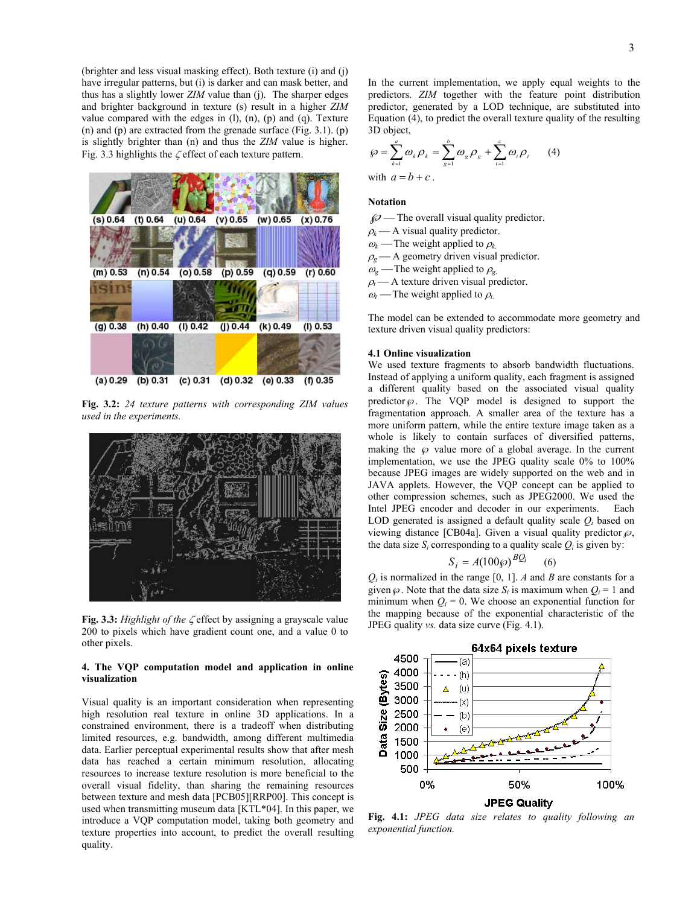(brighter and less visual masking effect). Both texture (i) and (j) have irregular patterns, but (i) is darker and can mask better, and thus has a slightly lower *ZIM* value than (j). The sharper edges and brighter background in texture (s) result in a higher *ZIM* value compared with the edges in (l), (n), (p) and (q). Texture (n) and (p) are extracted from the grenade surface (Fig. 3.1). (p) is slightly brighter than (n) and thus the *ZIM* value is higher. Fig. 3.3 highlights the $\zeta$ effect of each texture pattern.

**Fig. 3.2:** *24 texture patterns with corresponding ZIM values used in the experiments.*

**Fig. 3.3:** *Highlight of the $\zeta$ effect* by assigning a grayscale value 200 to pixels which have gradient count one, and a value 0 to other pixels.

## 4. The VQP computation model and application in online visualization

Visual quality is an important consideration when representing high resolution real texture in online 3D applications. In a constrained environment, there is a tradeoff when distributing limited resources, e.g. bandwidth, among different multimedia data. Earlier perceptual experimental results show that after mesh data has reached a certain minimum resolution, allocating resources to increase texture resolution is more beneficial to the overall visual fidelity, than sharing the remaining resources between texture and mesh data [PCB05][RRP00]. This concept is used when transmitting museum data [KTL*04]. In this paper, we introduce a VQP computation model, taking both geometry and texture properties into account, to predict the overall resulting quality.

In the current implementation, we apply equal weights to the predictors. *ZIM* together with the feature point distribution predictor, generated by a LOD technique, are substituted into Equation (4), to predict the overall texture quality of the resulting 3D object,

$$\wp = \sum_{k=1}^{a} \omega_k \rho_k = \sum_{g=1}^{b} \omega_g \rho_g + \sum_{t=1}^{c} \omega_t \rho_t \qquad (4)$$

with $a = b + c$.

**Notation**

$\wp$ — The overall visual quality predictor.
$\rho_k$ — A visual quality predictor.
$\omega_k$ — The weight applied to $\rho_k$.
$\rho_g$ — A geometry driven visual predictor.
$\omega_g$ — The weight applied to $\rho_g$.
$\rho_t$ — A texture driven visual predictor.
$\omega_t$ — The weight applied to $\rho_t$.

The model can be extended to accommodate more geometry and texture driven visual quality predictors:

### 4.1 Online visualization

We used texture fragments to absorb bandwidth fluctuations. Instead of applying a uniform quality, each fragment is assigned a different quality based on the associated visual quality predictor $\wp$. The VQP model is designed to support the fragmentation approach. A smaller area of the texture has a more uniform pattern, while the entire texture image taken as a whole is likely to contain surfaces of diversified patterns, making the $\wp$ value more of a global average. In the current implementation, we use the JPEG quality scale 0% to 100% because JPEG images are widely supported on the web and in JAVA applets. However, the VQP concept can be applied to other compression schemes, such as JPEG2000. We used the Intel JPEG encoder and decoder in our experiments. Each LOD generated is assigned a default quality scale $Q_i$ based on viewing distance [CB04a]. Given a visual quality predictor $\wp$, the data size $S_i$ corresponding to a quality scale $Q_i$ is given by:

$$S_i = A(100\wp)^{BQ_i} \qquad (6)$$

$Q_i$ is normalized in the range [0, 1]. $A$ and $B$ are constants for a given $\wp$. Note that the data size $S_i$ is maximum when $Q_i = 1$ and minimum when $Q_i = 0$. We choose an exponential function for the mapping because of the exponential characteristic of the JPEG quality *vs.* data size curve (Fig. 4.1).

**Fig. 4.1:** *JPEG data size relates to quality following an exponential function.*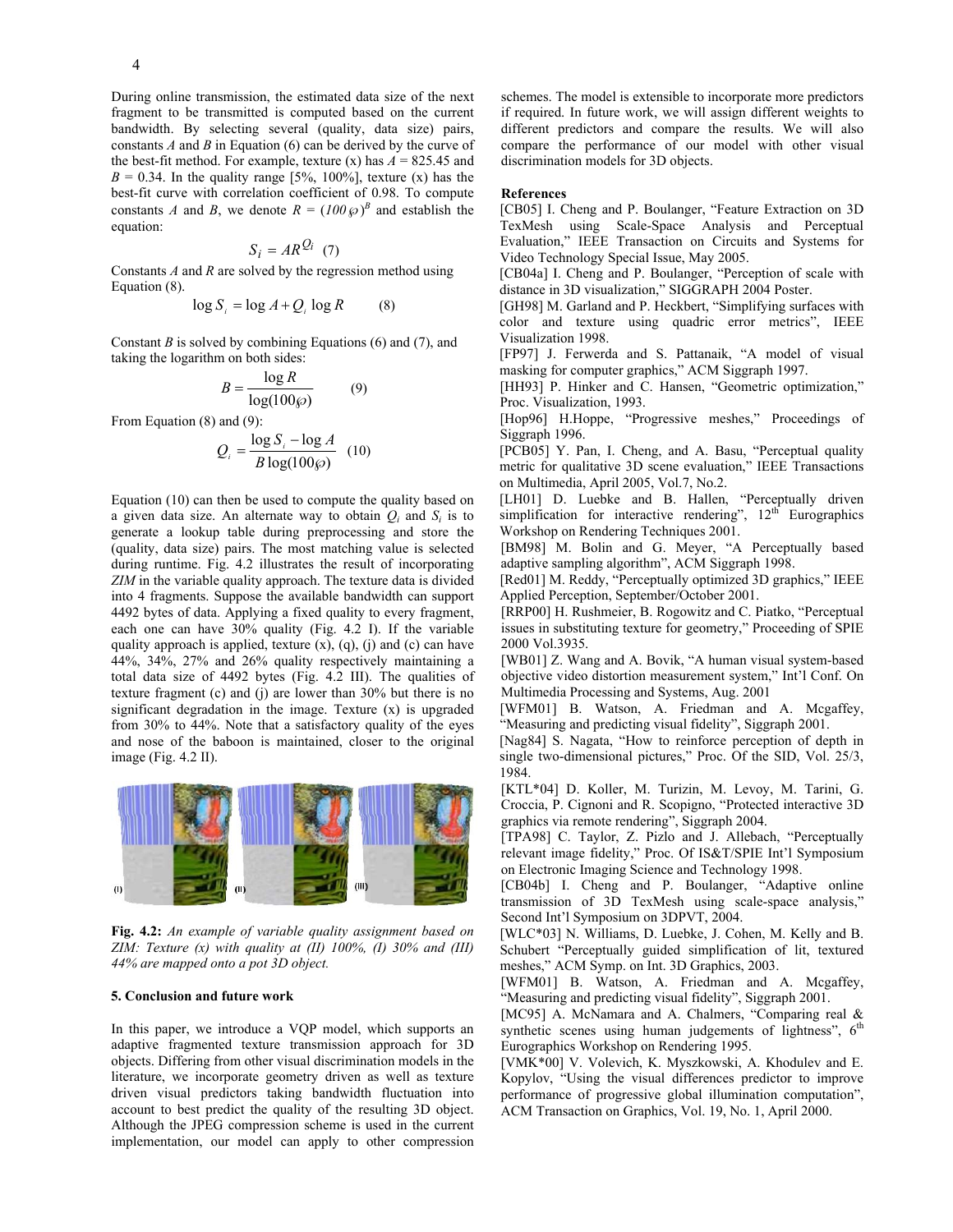During online transmission, the estimated data size of the next fragment to be transmitted is computed based on the current bandwidth. By selecting several (quality, data size) pairs, constants $A$ and $B$ in Equation (6) can be derived by the curve of the best-fit method. For example, texture (x) has $A = 825.45$ and $B = 0.34$. In the quality range [5%, 100%], texture (x) has the best-fit curve with correlation coefficient of 0.98. To compute constants $A$ and $B$, we denote $R = (100\wp)^B$ and establish the equation:

$$S_i = AR^{Q_i} \quad (7)$$

Constants $A$ and $R$ are solved by the regression method using Equation (8).

$$\log S_i = \log A + Q_i \log R \quad (8)$$

Constant $B$ is solved by combining Equations (6) and (7), and taking the logarithm on both sides:

$$B = \frac{\log R}{\log(100\wp)} \quad (9)$$

From Equation (8) and (9):

$$Q_i = \frac{\log S_i - \log A}{B \log(100\wp)} \quad (10)$$

Equation (10) can then be used to compute the quality based on a given data size. An alternate way to obtain $Q_i$ and $S_i$ is to generate a lookup table during preprocessing and store the (quality, data size) pairs. The most matching value is selected during runtime. Fig. 4.2 illustrates the result of incorporating *ZIM* in the variable quality approach. The texture data is divided into 4 fragments. Suppose the available bandwidth can support 4492 bytes of data. Applying a fixed quality to every fragment, each one can have 30% quality (Fig. 4.2 I). If the variable quality approach is applied, texture (x), (q), (j) and (c) can have 44%, 34%, 27% and 26% quality respectively maintaining a total data size of 4492 bytes (Fig. 4.2 III). The qualities of texture fragment (c) and (j) are lower than 30% but there is no significant degradation in the image. Texture (x) is upgraded from 30% to 44%. Note that a satisfactory quality of the eyes and nose of the baboon is maintained, closer to the original image (Fig. 4.2 II).

(I) (II) (III)

**Fig. 4.2:** *An example of variable quality assignment based on ZIM: Texture (x) with quality at (II) 100%, (I) 30% and (III) 44% are mapped onto a pot 3D object.*

## 5. Conclusion and future work

In this paper, we introduce a VQP model, which supports an adaptive fragmented texture transmission approach for 3D objects. Differing from other visual discrimination models in the literature, we incorporate geometry driven as well as texture driven visual predictors taking bandwidth fluctuation into account to best predict the quality of the resulting 3D object. Although the JPEG compression scheme is used in the current implementation, our model can apply to other compression schemes. The model is extensible to incorporate more predictors if required. In future work, we will assign different weights to different predictors and compare the results. We will also compare the performance of our model with other visual discrimination models for 3D objects.

## References

[CB05] I. Cheng and P. Boulanger, "Feature Extraction on 3D TexMesh using Scale-Space Analysis and Perceptual Evaluation," IEEE Transaction on Circuits and Systems for Video Technology Special Issue, May 2005.

[CB04a] I. Cheng and P. Boulanger, "Perception of scale with distance in 3D visualization," SIGGRAPH 2004 Poster.

[GH98] M. Garland and P. Heckbert, "Simplifying surfaces with color and texture using quadric error metrics", IEEE Visualization 1998.

[FP97] J. Ferwerda and S. Pattanaik, "A model of visual masking for computer graphics," ACM Siggraph 1997.

[HH93] P. Hinker and C. Hansen, "Geometric optimization," Proc. Visualization, 1993.

[Hop96] H.Hoppe, "Progressive meshes," Proceedings of Siggraph 1996.

[PCB05] Y. Pan, I. Cheng, and A. Basu, "Perceptual quality metric for qualitative 3D scene evaluation," IEEE Transactions on Multimedia, April 2005, Vol.7, No.2.

[LH01] D. Luebke and B. Hallen, "Perceptually driven simplification for interactive rendering", 12th Eurographics Workshop on Rendering Techniques 2001.

[BM98] M. Bolin and G. Meyer, "A Perceptually based adaptive sampling algorithm", ACM Siggraph 1998.

[Red01] M. Reddy, "Perceptually optimized 3D graphics," IEEE Applied Perception, September/October 2001.

[RRP00] H. Rushmeier, B. Rogowitz and C. Piatko, "Perceptual issues in substituting texture for geometry," Proceeding of SPIE 2000 Vol.3935.

[WB01] Z. Wang and A. Bovik, "A human visual system-based objective video distortion measurement system," Int'l Conf. On Multimedia Processing and Systems, Aug. 2001

[WFM01] B. Watson, A. Friedman and A. Mcgaffey, "Measuring and predicting visual fidelity", Siggraph 2001.

[Nag84] S. Nagata, "How to reinforce perception of depth in single two-dimensional pictures," Proc. Of the SID, Vol. 25/3, 1984.

[KTL*04] D. Koller, M. Turizin, M. Levoy, M. Tarini, G. Croccia, P. Cignoni and R. Scopigno, "Protected interactive 3D graphics via remote rendering", Siggraph 2004.

[TPA98] C. Taylor, Z. Pizlo and J. Allebach, "Perceptually relevant image fidelity," Proc. Of IS&T/SPIE Int'l Symposium on Electronic Imaging Science and Technology 1998.

[CB04b] I. Cheng and P. Boulanger, "Adaptive online transmission of 3D TexMesh using scale-space analysis," Second Int'l Symposium on 3DPVT, 2004.

[WLC*03] N. Williams, D. Luebke, J. Cohen, M. Kelly and B. Schubert "Perceptually guided simplification of lit, textured meshes," ACM Symp. on Int. 3D Graphics, 2003.

[WFM01] B. Watson, A. Friedman and A. Mcgaffey, "Measuring and predicting visual fidelity", Siggraph 2001.

[MC95] A. McNamara and A. Chalmers, "Comparing real & synthetic scenes using human judgements of lightness", 6th Eurographics Workshop on Rendering 1995.

[VMK*00] V. Volevich, K. Myszkowski, A. Khodulev and E. Kopylov, "Using the visual differences predictor to improve performance of progressive global illumination computation", ACM Transaction on Graphics, Vol. 19, No. 1, April 2000.